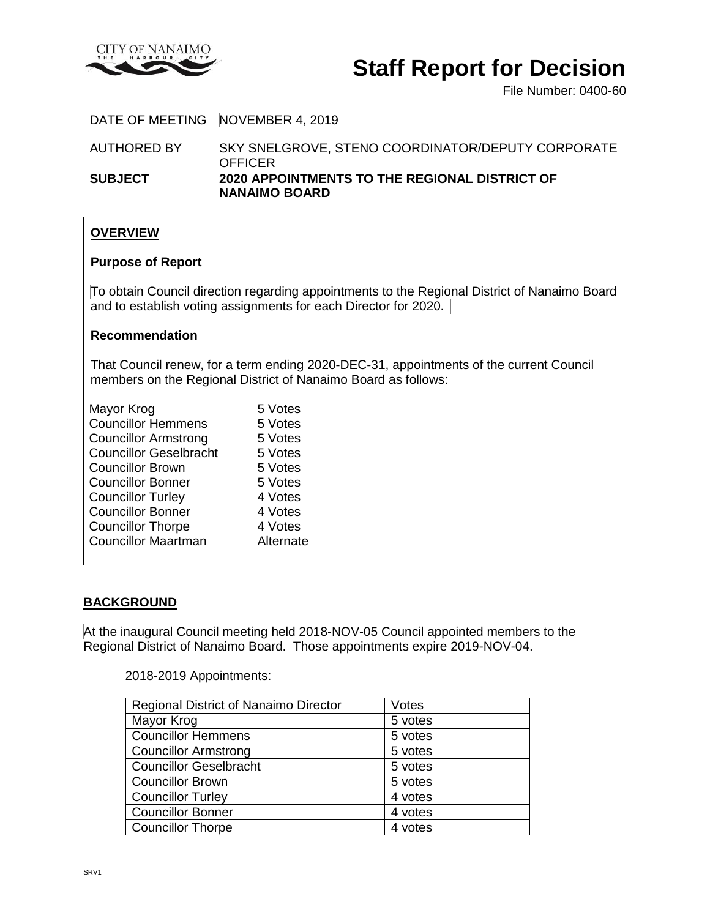CITY OF NANAIMO
THE HARBOUR CITY

# Staff Report for Decision

File Number: 0400-60

DATE OF MEETING NOVEMBER 4, 2019

AUTHORED BY SKY SNELGROVE, STENO COORDINATOR/DEPUTY CORPORATE OFFICER

**SUBJECT** **2020 APPOINTMENTS TO THE REGIONAL DISTRICT OF NANAIMO BOARD**

## OVERVIEW

### Purpose of Report

To obtain Council direction regarding appointments to the Regional District of Nanaimo Board and to establish voting assignments for each Director for 2020.

### Recommendation

That Council renew, for a term ending 2020-DEC-31, appointments of the current Council members on the Regional District of Nanaimo Board as follows:

| | |
|---|---|
| Mayor Krog | 5 Votes |
| Councillor Hemmens | 5 Votes |
| Councillor Armstrong | 5 Votes |
| Councillor Geselbracht | 5 Votes |
| Councillor Brown | 5 Votes |
| Councillor Bonner | 5 Votes |
| Councillor Turley | 4 Votes |
| Councillor Bonner | 4 Votes |
| Councillor Thorpe | 4 Votes |
| Councillor Maartman | Alternate |

## BACKGROUND

At the inaugural Council meeting held 2018-NOV-05 Council appointed members to the Regional District of Nanaimo Board. Those appointments expire 2019-NOV-04.

2018-2019 Appointments:

| Regional District of Nanaimo Director | Votes |
|---|---|
| Mayor Krog | 5 votes |
| Councillor Hemmens | 5 votes |
| Councillor Armstrong | 5 votes |
| Councillor Geselbracht | 5 votes |
| Councillor Brown | 5 votes |
| Councillor Turley | 4 votes |
| Councillor Bonner | 4 votes |
| Councillor Thorpe | 4 votes |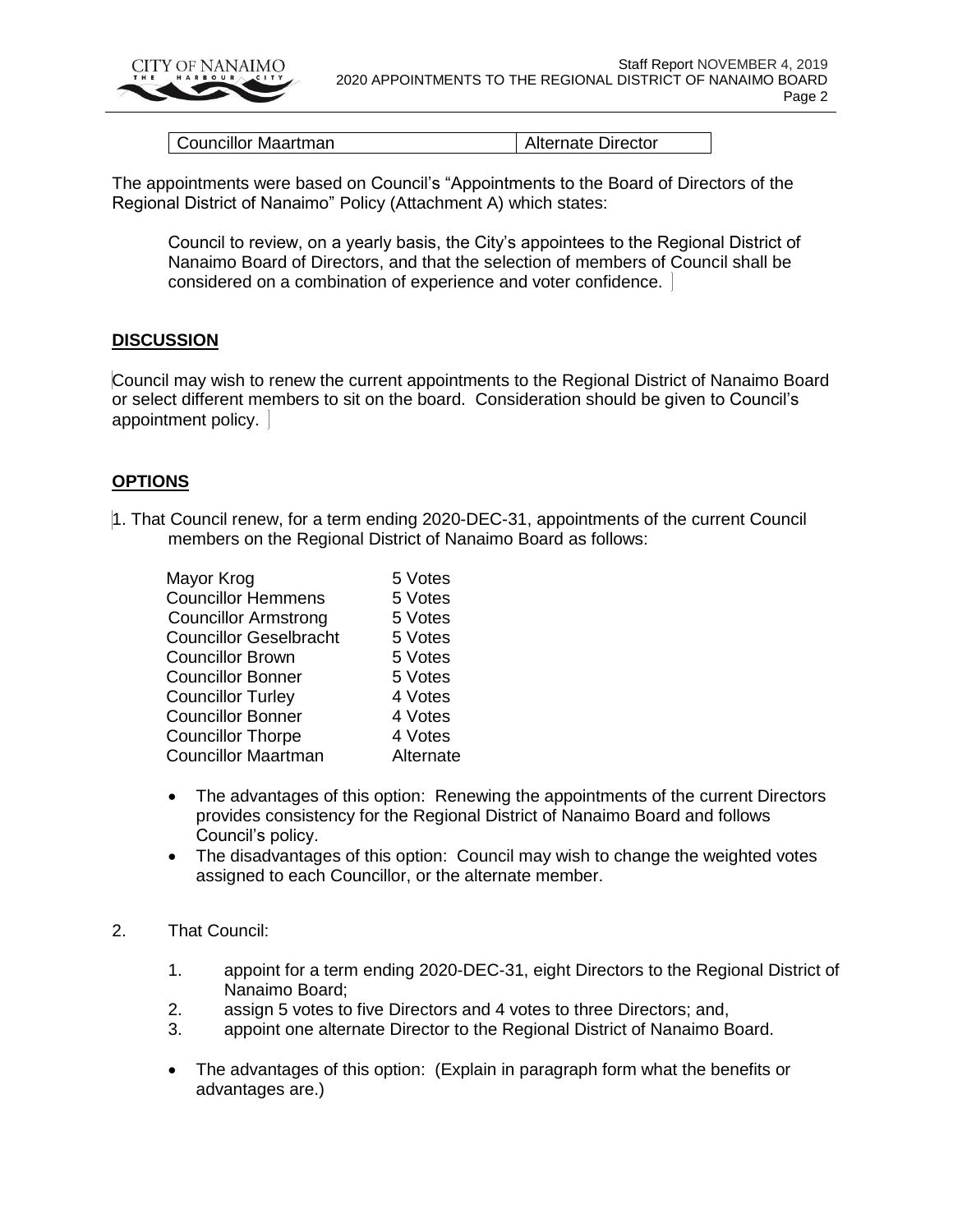| Councillor Maartman | Alternate Director |
|---|---|

The appointments were based on Council's "Appointments to the Board of Directors of the Regional District of Nanaimo" Policy (Attachment A) which states:

> Council to review, on a yearly basis, the City's appointees to the Regional District of Nanaimo Board of Directors, and that the selection of members of Council shall be considered on a combination of experience and voter confidence.

## DISCUSSION

Council may wish to renew the current appointments to the Regional District of Nanaimo Board or select different members to sit on the board. Consideration should be given to Council's appointment policy.

## OPTIONS

1. That Council renew, for a term ending 2020-DEC-31, appointments of the current Council members on the Regional District of Nanaimo Board as follows:

| | |
|---|---|
| Mayor Krog | 5 Votes |
| Councillor Hemmens | 5 Votes |
| Councillor Armstrong | 5 Votes |
| Councillor Geselbracht | 5 Votes |
| Councillor Brown | 5 Votes |
| Councillor Bonner | 5 Votes |
| Councillor Turley | 4 Votes |
| Councillor Bonner | 4 Votes |
| Councillor Thorpe | 4 Votes |
| Councillor Maartman | Alternate |

- The advantages of this option: Renewing the appointments of the current Directors provides consistency for the Regional District of Nanaimo Board and follows Council's policy.
- The disadvantages of this option: Council may wish to change the weighted votes assigned to each Councillor, or the alternate member.

2. That Council:
   1. appoint for a term ending 2020-DEC-31, eight Directors to the Regional District of Nanaimo Board;
   2. assign 5 votes to five Directors and 4 votes to three Directors; and,
   3. appoint one alternate Director to the Regional District of Nanaimo Board.

   - The advantages of this option: (Explain in paragraph form what the benefits or advantages are.)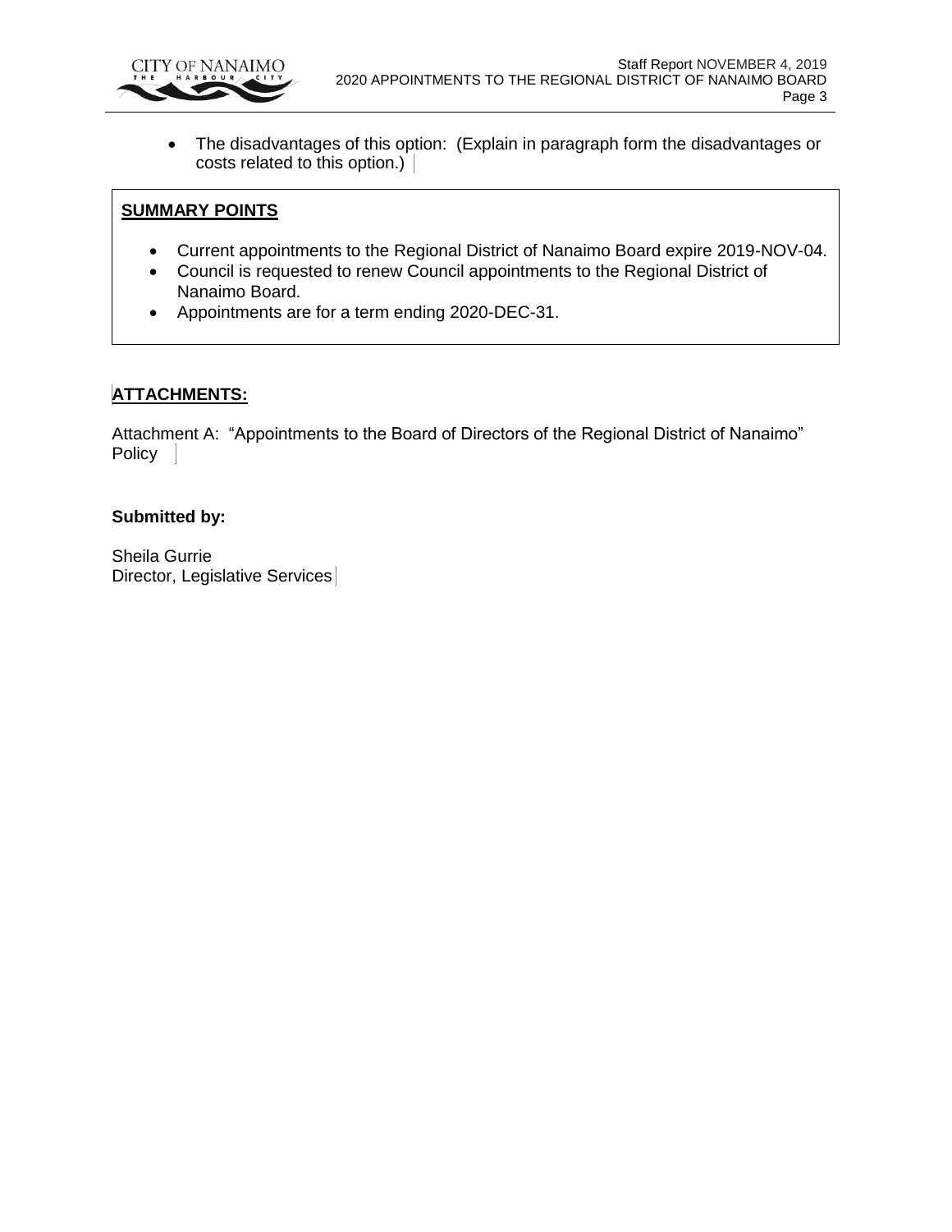- The disadvantages of this option: (Explain in paragraph form the disadvantages or costs related to this option.)

**SUMMARY POINTS**

- Current appointments to the Regional District of Nanaimo Board expire 2019-NOV-04.
- Council is requested to renew Council appointments to the Regional District of Nanaimo Board.
- Appointments are for a term ending 2020-DEC-31.

**ATTACHMENTS:**

Attachment A: "Appointments to the Board of Directors of the Regional District of Nanaimo" Policy

**Submitted by:**

Sheila Gurrie
Director, Legislative Services